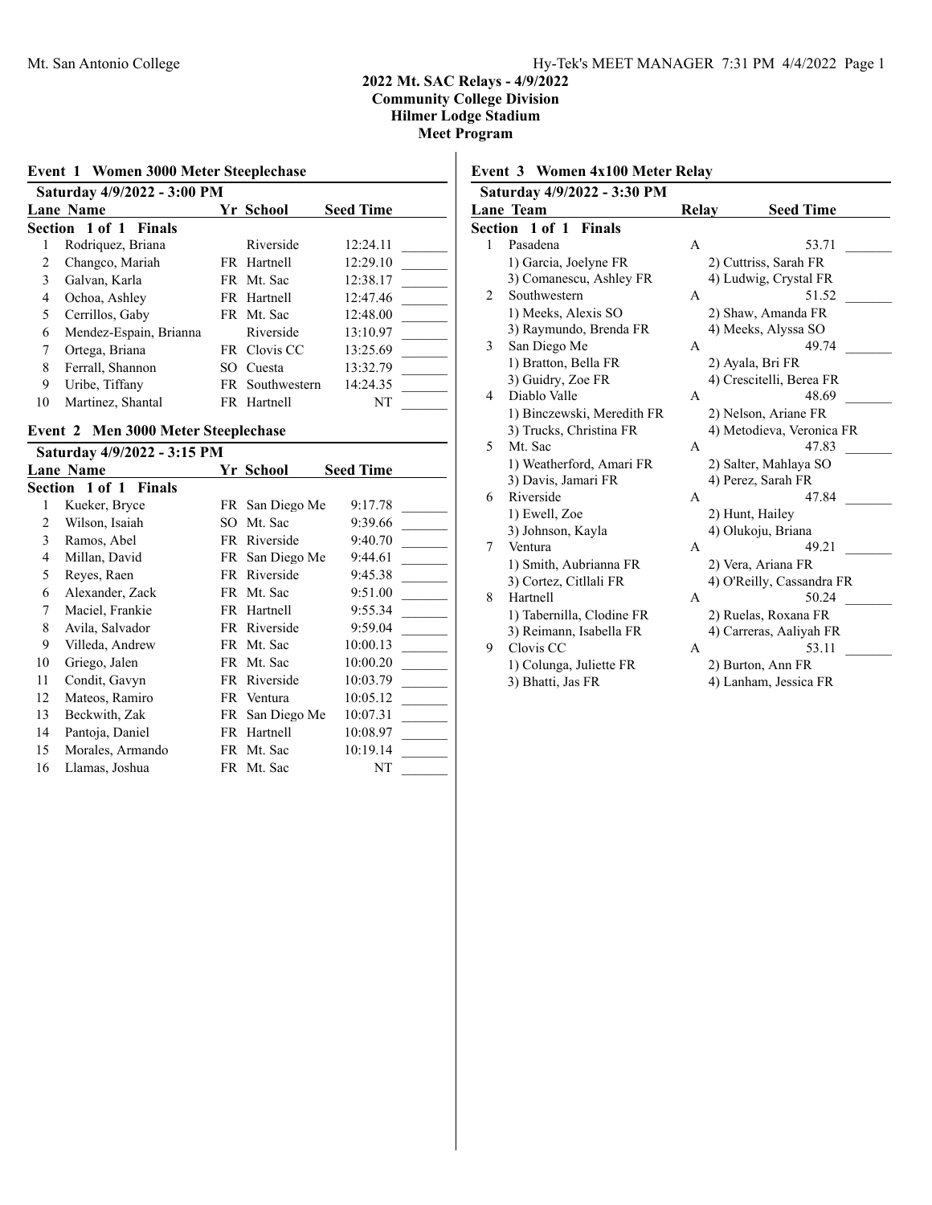# 2022 Mt. SAC Relays - 4/9/2022
## Community College Division
## Hilmer Lodge Stadium
## Meet Program

### Event 1 Women 3000 Meter Steeplechase

**Saturday 4/9/2022 - 3:00 PM**

**Section 1 of 1 Finals**

| Lane | Name | Yr | School | Seed Time | |
|---|---|---|---|---|---|
| 1 | Rodriquez, Briana | | Riverside | 12:24.11 | _______ |
| 2 | Changco, Mariah | FR | Hartnell | 12:29.10 | _______ |
| 3 | Galvan, Karla | FR | Mt. Sac | 12:38.17 | _______ |
| 4 | Ochoa, Ashley | FR | Hartnell | 12:47.46 | _______ |
| 5 | Cerrillos, Gaby | FR | Mt. Sac | 12:48.00 | _______ |
| 6 | Mendez-Espain, Brianna | | Riverside | 13:10.97 | _______ |
| 7 | Ortega, Briana | FR | Clovis CC | 13:25.69 | _______ |
| 8 | Ferrall, Shannon | SO | Cuesta | 13:32.79 | _______ |
| 9 | Uribe, Tiffany | FR | Southwestern | 14:24.35 | _______ |
| 10 | Martinez, Shantal | FR | Hartnell | NT | _______ |

### Event 2 Men 3000 Meter Steeplechase

**Saturday 4/9/2022 - 3:15 PM**

**Section 1 of 1 Finals**

| Lane | Name | Yr | School | Seed Time | |
|---|---|---|---|---|---|
| 1 | Kueker, Bryce | FR | San Diego Me | 9:17.78 | _______ |
| 2 | Wilson, Isaiah | SO | Mt. Sac | 9:39.66 | _______ |
| 3 | Ramos, Abel | FR | Riverside | 9:40.70 | _______ |
| 4 | Millan, David | FR | San Diego Me | 9:44.61 | _______ |
| 5 | Reyes, Raen | FR | Riverside | 9:45.38 | _______ |
| 6 | Alexander, Zack | FR | Mt. Sac | 9:51.00 | _______ |
| 7 | Maciel, Frankie | FR | Hartnell | 9:55.34 | _______ |
| 8 | Avila, Salvador | FR | Riverside | 9:59.04 | _______ |
| 9 | Villeda, Andrew | FR | Mt. Sac | 10:00.13 | _______ |
| 10 | Griego, Jalen | FR | Mt. Sac | 10:00.20 | _______ |
| 11 | Condit, Gavyn | FR | Riverside | 10:03.79 | _______ |
| 12 | Mateos, Ramiro | FR | Ventura | 10:05.12 | _______ |
| 13 | Beckwith, Zak | FR | San Diego Me | 10:07.31 | _______ |
| 14 | Pantoja, Daniel | FR | Hartnell | 10:08.97 | _______ |
| 15 | Morales, Armando | FR | Mt. Sac | 10:19.14 | _______ |
| 16 | Llamas, Joshua | FR | Mt. Sac | NT | _______ |

### Event 3 Women 4x100 Meter Relay

**Saturday 4/9/2022 - 3:30 PM**

**Section 1 of 1 Finals**

| Lane | Team | Relay | Seed Time | |
|---|---|---|---|---|
| 1 | Pasadena | A | 53.71 | _______ |
| | 1) Garcia, Joelyne FR | 2) Cuttriss, Sarah FR | | |
| | 3) Comanescu, Ashley FR | 4) Ludwig, Crystal FR | | |
| 2 | Southwestern | A | 51.52 | _______ |
| | 1) Meeks, Alexis SO | 2) Shaw, Amanda FR | | |
| | 3) Raymundo, Brenda FR | 4) Meeks, Alyssa SO | | |
| 3 | San Diego Me | A | 49.74 | _______ |
| | 1) Bratton, Bella FR | 2) Ayala, Bri FR | | |
| | 3) Guidry, Zoe FR | 4) Crescitelli, Berea FR | | |
| 4 | Diablo Valle | A | 48.69 | _______ |
| | 1) Binczewski, Meredith FR | 2) Nelson, Ariane FR | | |
| | 3) Trucks, Christina FR | 4) Metodieva, Veronica FR | | |
| 5 | Mt. Sac | A | 47.83 | _______ |
| | 1) Weatherford, Amari FR | 2) Salter, Mahlaya SO | | |
| | 3) Davis, Jamari FR | 4) Perez, Sarah FR | | |
| 6 | Riverside | A | 47.84 | _______ |
| | 1) Ewell, Zoe | 2) Hunt, Hailey | | |
| | 3) Johnson, Kayla | 4) Olukoju, Briana | | |
| 7 | Ventura | A | 49.21 | _______ |
| | 1) Smith, Aubrianna FR | 2) Vera, Ariana FR | | |
| | 3) Cortez, Citllali FR | 4) O'Reilly, Cassandra FR | | |
| 8 | Hartnell | A | 50.24 | _______ |
| | 1) Tabernilla, Clodine FR | 2) Ruelas, Roxana FR | | |
| | 3) Reimann, Isabella FR | 4) Carreras, Aaliyah FR | | |
| 9 | Clovis CC | A | 53.11 | _______ |
| | 1) Colunga, Juliette FR | 2) Burton, Ann FR | | |
| | 3) Bhatti, Jas FR | 4) Lanham, Jessica FR | | |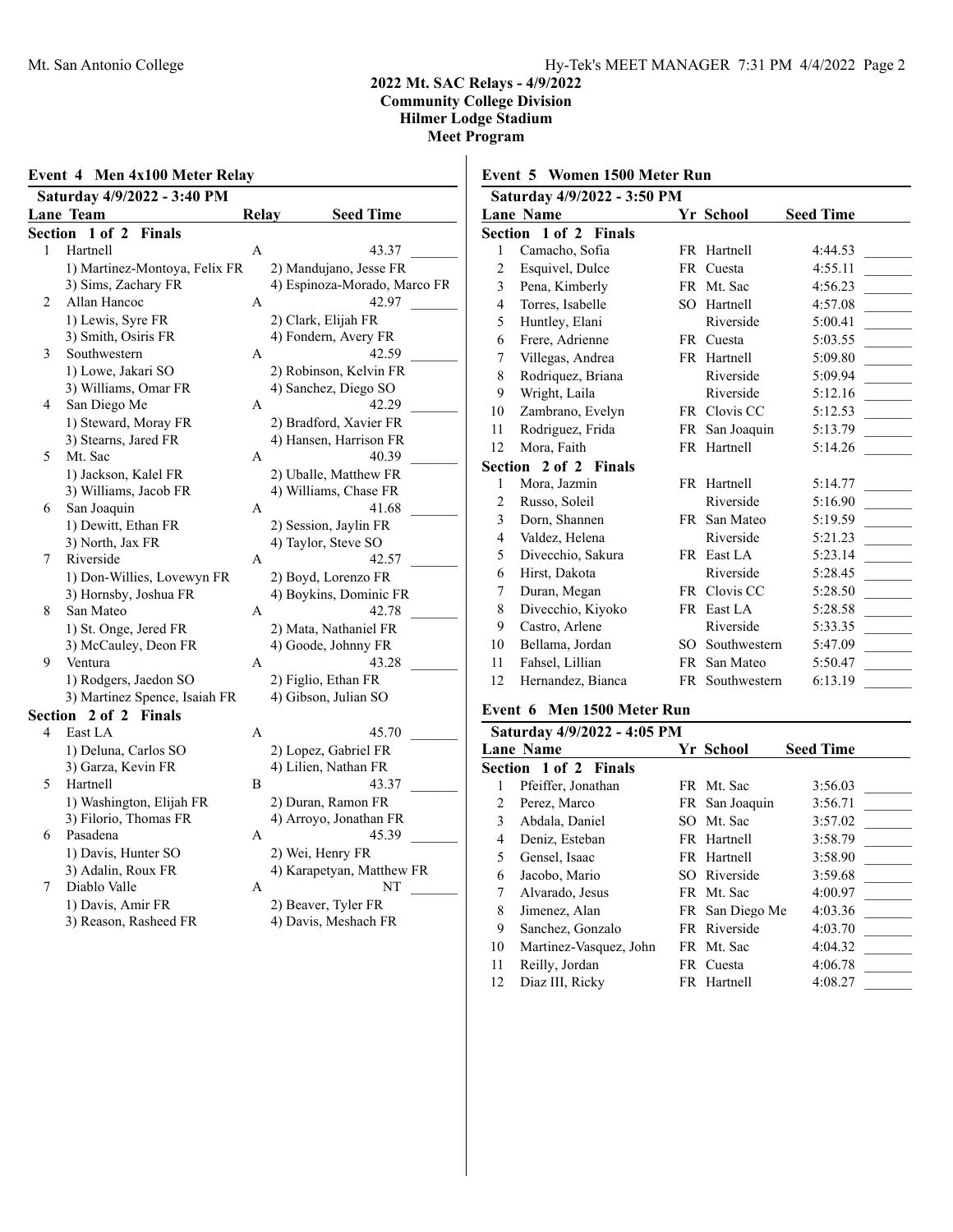# 2022 Mt. SAC Relays - 4/9/2022
## Community College Division
## Hilmer Lodge Stadium
## Meet Program

### Event 4 Men 4x100 Meter Relay

**Saturday 4/9/2022 - 3:40 PM**

| Lane | Team | Relay | Seed Time |
|---|---|---|---|
| **Section 1 of 2 Finals** | | | |
| 1 | Hartnell | A | 43.37 |
| | 1) Martinez-Montoya, Felix FR; 2) Mandujano, Jesse FR; 3) Sims, Zachary FR; 4) Espinoza-Morado, Marco FR | | |
| 2 | Allan Hancoc | A | 42.97 |
| | 1) Lewis, Syre FR; 2) Clark, Elijah FR; 3) Smith, Osiris FR; 4) Fondern, Avery FR | | |
| 3 | Southwestern | A | 42.59 |
| | 1) Lowe, Jakari SO; 2) Robinson, Kelvin FR; 3) Williams, Omar FR; 4) Sanchez, Diego SO | | |
| 4 | San Diego Me | A | 42.29 |
| | 1) Steward, Moray FR; 2) Bradford, Xavier FR; 3) Stearns, Jared FR; 4) Hansen, Harrison FR | | |
| 5 | Mt. Sac | A | 40.39 |
| | 1) Jackson, Kalel FR; 2) Uballe, Matthew FR; 3) Williams, Jacob FR; 4) Williams, Chase FR | | |
| 6 | San Joaquin | A | 41.68 |
| | 1) Dewitt, Ethan FR; 2) Session, Jaylin FR; 3) North, Jax FR; 4) Taylor, Steve SO | | |
| 7 | Riverside | A | 42.57 |
| | 1) Don-Willies, Lovewyn FR; 2) Boyd, Lorenzo FR; 3) Hornsby, Joshua FR; 4) Boykins, Dominic FR | | |
| 8 | San Mateo | A | 42.78 |
| | 1) St. Onge, Jered FR; 2) Mata, Nathaniel FR; 3) McCauley, Deon FR; 4) Goode, Johnny FR | | |
| 9 | Ventura | A | 43.28 |
| | 1) Rodgers, Jaedon SO; 2) Figlio, Ethan FR; 3) Martinez Spence, Isaiah FR; 4) Gibson, Julian SO | | |
| **Section 2 of 2 Finals** | | | |
| 4 | East LA | A | 45.70 |
| | 1) Deluna, Carlos SO; 2) Lopez, Gabriel FR; 3) Garza, Kevin FR; 4) Lilien, Nathan FR | | |
| 5 | Hartnell | B | 43.37 |
| | 1) Washington, Elijah FR; 2) Duran, Ramon FR; 3) Filorio, Thomas FR; 4) Arroyo, Jonathan FR | | |
| 6 | Pasadena | A | 45.39 |
| | 1) Davis, Hunter SO; 2) Wei, Henry FR; 3) Adalin, Roux FR; 4) Karapetyan, Matthew FR | | |
| 7 | Diablo Valle | A | NT |
| | 1) Davis, Amir FR; 2) Beaver, Tyler FR; 3) Reason, Rasheed FR; 4) Davis, Meshach FR | | |

### Event 5 Women 1500 Meter Run

**Saturday 4/9/2022 - 3:50 PM**

| Lane | Name | Yr | School | Seed Time |
|---|---|---|---|---|
| **Section 1 of 2 Finals** | | | | |
| 1 | Camacho, Sofia | FR | Hartnell | 4:44.53 |
| 2 | Esquivel, Dulce | FR | Cuesta | 4:55.11 |
| 3 | Pena, Kimberly | FR | Mt. Sac | 4:56.23 |
| 4 | Torres, Isabelle | SO | Hartnell | 4:57.08 |
| 5 | Huntley, Elani | | Riverside | 5:00.41 |
| 6 | Frere, Adrienne | FR | Cuesta | 5:03.55 |
| 7 | Villegas, Andrea | FR | Hartnell | 5:09.80 |
| 8 | Rodriquez, Briana | | Riverside | 5:09.94 |
| 9 | Wright, Laila | | Riverside | 5:12.16 |
| 10 | Zambrano, Evelyn | FR | Clovis CC | 5:12.53 |
| 11 | Rodriguez, Frida | FR | San Joaquin | 5:13.79 |
| 12 | Mora, Faith | FR | Hartnell | 5:14.26 |
| **Section 2 of 2 Finals** | | | | |
| 1 | Mora, Jazmin | FR | Hartnell | 5:14.77 |
| 2 | Russo, Soleil | | Riverside | 5:16.90 |
| 3 | Dorn, Shannen | FR | San Mateo | 5:19.59 |
| 4 | Valdez, Helena | | Riverside | 5:21.23 |
| 5 | Divecchio, Sakura | FR | East LA | 5:23.14 |
| 6 | Hirst, Dakota | | Riverside | 5:28.45 |
| 7 | Duran, Megan | FR | Clovis CC | 5:28.50 |
| 8 | Divecchio, Kiyoko | FR | East LA | 5:28.58 |
| 9 | Castro, Arlene | | Riverside | 5:33.35 |
| 10 | Bellama, Jordan | SO | Southwestern | 5:47.09 |
| 11 | Fahsel, Lillian | FR | San Mateo | 5:50.47 |
| 12 | Hernandez, Bianca | FR | Southwestern | 6:13.19 |

### Event 6 Men 1500 Meter Run

**Saturday 4/9/2022 - 4:05 PM**

| Lane | Name | Yr | School | Seed Time |
|---|---|---|---|---|
| **Section 1 of 2 Finals** | | | | |
| 1 | Pfeiffer, Jonathan | FR | Mt. Sac | 3:56.03 |
| 2 | Perez, Marco | FR | San Joaquin | 3:56.71 |
| 3 | Abdala, Daniel | SO | Mt. Sac | 3:57.02 |
| 4 | Deniz, Esteban | FR | Hartnell | 3:58.79 |
| 5 | Gensel, Isaac | FR | Hartnell | 3:58.90 |
| 6 | Jacobo, Mario | SO | Riverside | 3:59.68 |
| 7 | Alvarado, Jesus | FR | Mt. Sac | 4:00.97 |
| 8 | Jimenez, Alan | FR | San Diego Me | 4:03.36 |
| 9 | Sanchez, Gonzalo | FR | Riverside | 4:03.70 |
| 10 | Martinez-Vasquez, John | FR | Mt. Sac | 4:04.32 |
| 11 | Reilly, Jordan | FR | Cuesta | 4:06.78 |
| 12 | Diaz III, Ricky | FR | Hartnell | 4:08.27 |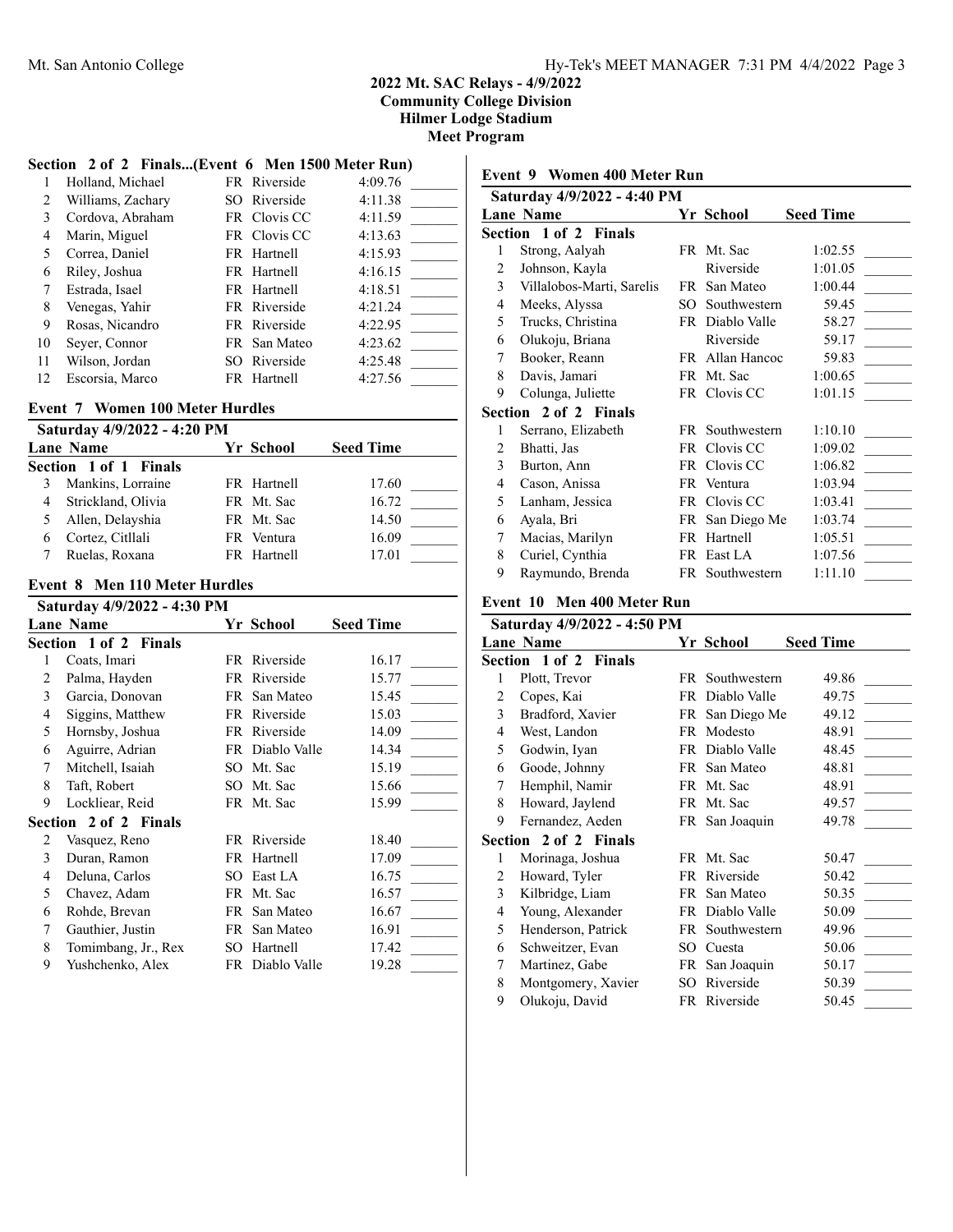## 2022 Mt. SAC Relays - 4/9/2022
### Community College Division
### Hilmer Lodge Stadium
### Meet Program

**Section 2 of 2 Finals...(Event 6 Men 1500 Meter Run)**

| Lane | Name | Yr | School | Seed Time | |
|---|---|---|---|---|---|
| 1 | Holland, Michael | FR | Riverside | 4:09.76 | _______ |
| 2 | Williams, Zachary | SO | Riverside | 4:11.38 | _______ |
| 3 | Cordova, Abraham | FR | Clovis CC | 4:11.59 | _______ |
| 4 | Marin, Miguel | FR | Clovis CC | 4:13.63 | _______ |
| 5 | Correa, Daniel | FR | Hartnell | 4:15.93 | _______ |
| 6 | Riley, Joshua | FR | Hartnell | 4:16.15 | _______ |
| 7 | Estrada, Isael | FR | Hartnell | 4:18.51 | _______ |
| 8 | Venegas, Yahir | FR | Riverside | 4:21.24 | _______ |
| 9 | Rosas, Nicandro | FR | Riverside | 4:22.95 | _______ |
| 10 | Seyer, Connor | FR | San Mateo | 4:23.62 | _______ |
| 11 | Wilson, Jordan | SO | Riverside | 4:25.48 | _______ |
| 12 | Escorsia, Marco | FR | Hartnell | 4:27.56 | _______ |

### Event 7 Women 100 Meter Hurdles

**Saturday 4/9/2022 - 4:20 PM**

| Lane | Name | Yr | School | Seed Time | |
|---|---|---|---|---|---|
| **Section 1 of 1 Finals** | | | | | |
| 3 | Mankins, Lorraine | FR | Hartnell | 17.60 | _______ |
| 4 | Strickland, Olivia | FR | Mt. Sac | 16.72 | _______ |
| 5 | Allen, Delayshia | FR | Mt. Sac | 14.50 | _______ |
| 6 | Cortez, Citllali | FR | Ventura | 16.09 | _______ |
| 7 | Ruelas, Roxana | FR | Hartnell | 17.01 | _______ |

### Event 8 Men 110 Meter Hurdles

**Saturday 4/9/2022 - 4:30 PM**

| Lane | Name | Yr | School | Seed Time | |
|---|---|---|---|---|---|
| **Section 1 of 2 Finals** | | | | | |
| 1 | Coats, Imari | FR | Riverside | 16.17 | _______ |
| 2 | Palma, Hayden | FR | Riverside | 15.77 | _______ |
| 3 | Garcia, Donovan | FR | San Mateo | 15.45 | _______ |
| 4 | Siggins, Matthew | FR | Riverside | 15.03 | _______ |
| 5 | Hornsby, Joshua | FR | Riverside | 14.09 | _______ |
| 6 | Aguirre, Adrian | FR | Diablo Valle | 14.34 | _______ |
| 7 | Mitchell, Isaiah | SO | Mt. Sac | 15.19 | _______ |
| 8 | Taft, Robert | SO | Mt. Sac | 15.66 | _______ |
| 9 | Lockliear, Reid | FR | Mt. Sac | 15.99 | _______ |
| **Section 2 of 2 Finals** | | | | | |
| 2 | Vasquez, Reno | FR | Riverside | 18.40 | _______ |
| 3 | Duran, Ramon | FR | Hartnell | 17.09 | _______ |
| 4 | Deluna, Carlos | SO | East LA | 16.75 | _______ |
| 5 | Chavez, Adam | FR | Mt. Sac | 16.57 | _______ |
| 6 | Rohde, Brevan | FR | San Mateo | 16.67 | _______ |
| 7 | Gauthier, Justin | FR | San Mateo | 16.91 | _______ |
| 8 | Tomimbang, Jr., Rex | SO | Hartnell | 17.42 | _______ |
| 9 | Yushchenko, Alex | FR | Diablo Valle | 19.28 | _______ |

### Event 9 Women 400 Meter Run

**Saturday 4/9/2022 - 4:40 PM**

| Lane | Name | Yr | School | Seed Time | |
|---|---|---|---|---|---|
| **Section 1 of 2 Finals** | | | | | |
| 1 | Strong, Aalyah | FR | Mt. Sac | 1:02.55 | _______ |
| 2 | Johnson, Kayla | | Riverside | 1:01.05 | _______ |
| 3 | Villalobos-Marti, Sarelis | FR | San Mateo | 1:00.44 | _______ |
| 4 | Meeks, Alyssa | SO | Southwestern | 59.45 | _______ |
| 5 | Trucks, Christina | FR | Diablo Valle | 58.27 | _______ |
| 6 | Olukoju, Briana | | Riverside | 59.17 | _______ |
| 7 | Booker, Reann | FR | Allan Hancoc | 59.83 | _______ |
| 8 | Davis, Jamari | FR | Mt. Sac | 1:00.65 | _______ |
| 9 | Colunga, Juliette | FR | Clovis CC | 1:01.15 | _______ |
| **Section 2 of 2 Finals** | | | | | |
| 1 | Serrano, Elizabeth | FR | Southwestern | 1:10.10 | _______ |
| 2 | Bhatti, Jas | FR | Clovis CC | 1:09.02 | _______ |
| 3 | Burton, Ann | FR | Clovis CC | 1:06.82 | _______ |
| 4 | Cason, Anissa | FR | Ventura | 1:03.94 | _______ |
| 5 | Lanham, Jessica | FR | Clovis CC | 1:03.41 | _______ |
| 6 | Ayala, Bri | FR | San Diego Me | 1:03.74 | _______ |
| 7 | Macias, Marilyn | FR | Hartnell | 1:05.51 | _______ |
| 8 | Curiel, Cynthia | FR | East LA | 1:07.56 | _______ |
| 9 | Raymundo, Brenda | FR | Southwestern | 1:11.10 | _______ |

### Event 10 Men 400 Meter Run

**Saturday 4/9/2022 - 4:50 PM**

| Lane | Name | Yr | School | Seed Time | |
|---|---|---|---|---|---|
| **Section 1 of 2 Finals** | | | | | |
| 1 | Plott, Trevor | FR | Southwestern | 49.86 | _______ |
| 2 | Copes, Kai | FR | Diablo Valle | 49.75 | _______ |
| 3 | Bradford, Xavier | FR | San Diego Me | 49.12 | _______ |
| 4 | West, Landon | FR | Modesto | 48.91 | _______ |
| 5 | Godwin, Iyan | FR | Diablo Valle | 48.45 | _______ |
| 6 | Goode, Johnny | FR | San Mateo | 48.81 | _______ |
| 7 | Hemphil, Namir | FR | Mt. Sac | 48.91 | _______ |
| 8 | Howard, Jaylend | FR | Mt. Sac | 49.57 | _______ |
| 9 | Fernandez, Aeden | FR | San Joaquin | 49.78 | _______ |
| **Section 2 of 2 Finals** | | | | | |
| 1 | Morinaga, Joshua | FR | Mt. Sac | 50.47 | _______ |
| 2 | Howard, Tyler | FR | Riverside | 50.42 | _______ |
| 3 | Kilbridge, Liam | FR | San Mateo | 50.35 | _______ |
| 4 | Young, Alexander | FR | Diablo Valle | 50.09 | _______ |
| 5 | Henderson, Patrick | FR | Southwestern | 49.96 | _______ |
| 6 | Schweitzer, Evan | SO | Cuesta | 50.06 | _______ |
| 7 | Martinez, Gabe | FR | San Joaquin | 50.17 | _______ |
| 8 | Montgomery, Xavier | SO | Riverside | 50.39 | _______ |
| 9 | Olukoju, David | FR | Riverside | 50.45 | _______ |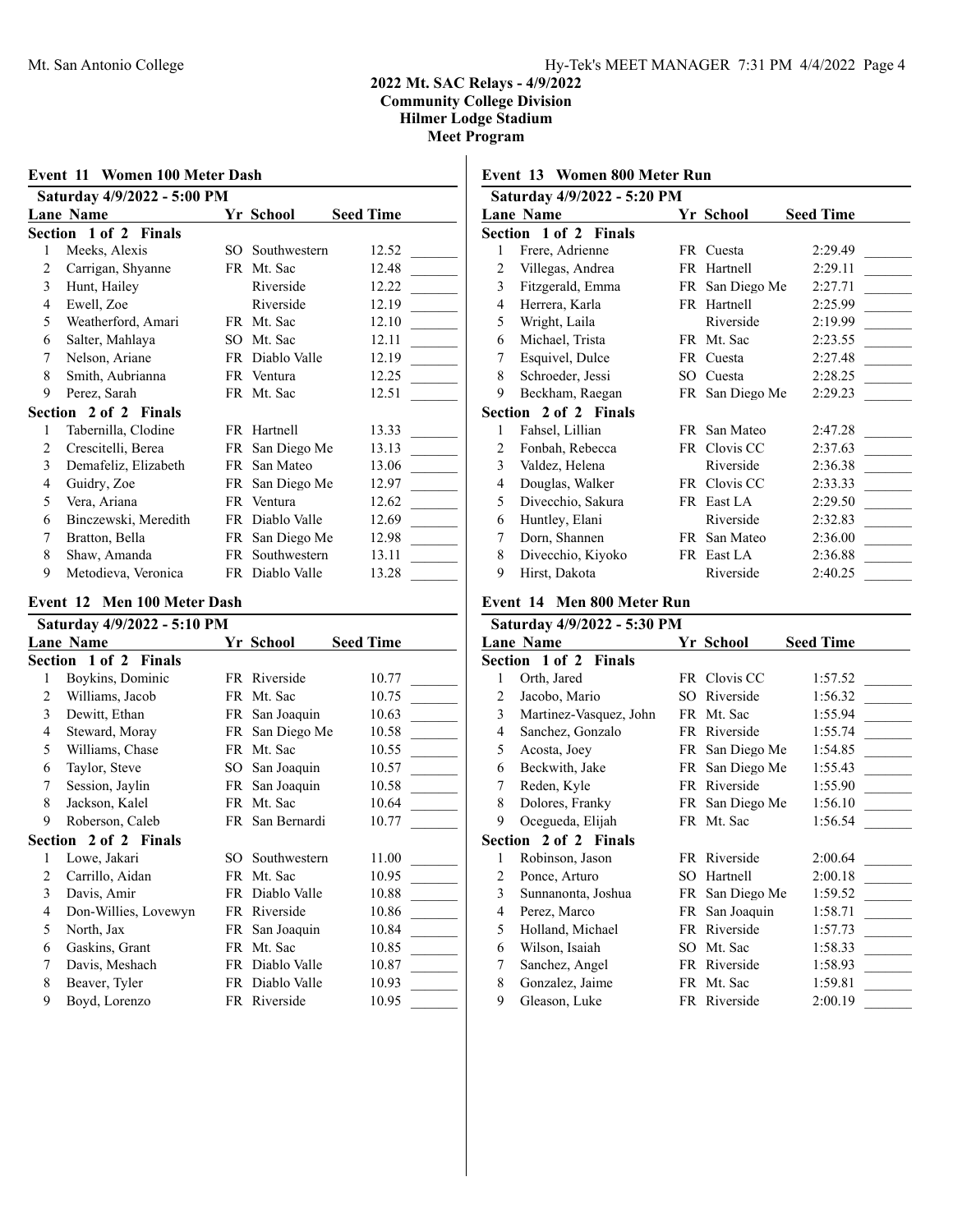## 2022 Mt. SAC Relays - 4/9/2022
## Community College Division
## Hilmer Lodge Stadium
## Meet Program

### Event 11 Women 100 Meter Dash

**Saturday 4/9/2022 - 5:00 PM**

| Lane | Name | Yr | School | Seed Time | |
|---|---|---|---|---|---|
| **Section 1 of 2 Finals** | | | | | |
| 1 | Meeks, Alexis | SO | Southwestern | 12.52 | _______ |
| 2 | Carrigan, Shyanne | FR | Mt. Sac | 12.48 | _______ |
| 3 | Hunt, Hailey | | Riverside | 12.22 | _______ |
| 4 | Ewell, Zoe | | Riverside | 12.19 | _______ |
| 5 | Weatherford, Amari | FR | Mt. Sac | 12.10 | _______ |
| 6 | Salter, Mahlaya | SO | Mt. Sac | 12.11 | _______ |
| 7 | Nelson, Ariane | FR | Diablo Valle | 12.19 | _______ |
| 8 | Smith, Aubrianna | FR | Ventura | 12.25 | _______ |
| 9 | Perez, Sarah | FR | Mt. Sac | 12.51 | _______ |
| **Section 2 of 2 Finals** | | | | | |
| 1 | Tabernilla, Clodine | FR | Hartnell | 13.33 | _______ |
| 2 | Crescitelli, Berea | FR | San Diego Me | 13.13 | _______ |
| 3 | Demafeliz, Elizabeth | FR | San Mateo | 13.06 | _______ |
| 4 | Guidry, Zoe | FR | San Diego Me | 12.97 | _______ |
| 5 | Vera, Ariana | FR | Ventura | 12.62 | _______ |
| 6 | Binczewski, Meredith | FR | Diablo Valle | 12.69 | _______ |
| 7 | Bratton, Bella | FR | San Diego Me | 12.98 | _______ |
| 8 | Shaw, Amanda | FR | Southwestern | 13.11 | _______ |
| 9 | Metodieva, Veronica | FR | Diablo Valle | 13.28 | _______ |

### Event 12 Men 100 Meter Dash

**Saturday 4/9/2022 - 5:10 PM**

| Lane | Name | Yr | School | Seed Time | |
|---|---|---|---|---|---|
| **Section 1 of 2 Finals** | | | | | |
| 1 | Boykins, Dominic | FR | Riverside | 10.77 | _______ |
| 2 | Williams, Jacob | FR | Mt. Sac | 10.75 | _______ |
| 3 | Dewitt, Ethan | FR | San Joaquin | 10.63 | _______ |
| 4 | Steward, Moray | FR | San Diego Me | 10.58 | _______ |
| 5 | Williams, Chase | FR | Mt. Sac | 10.55 | _______ |
| 6 | Taylor, Steve | SO | San Joaquin | 10.57 | _______ |
| 7 | Session, Jaylin | FR | San Joaquin | 10.58 | _______ |
| 8 | Jackson, Kalel | FR | Mt. Sac | 10.64 | _______ |
| 9 | Roberson, Caleb | FR | San Bernardi | 10.77 | _______ |
| **Section 2 of 2 Finals** | | | | | |
| 1 | Lowe, Jakari | SO | Southwestern | 11.00 | _______ |
| 2 | Carrillo, Aidan | FR | Mt. Sac | 10.95 | _______ |
| 3 | Davis, Amir | FR | Diablo Valle | 10.88 | _______ |
| 4 | Don-Willies, Lovewyn | FR | Riverside | 10.86 | _______ |
| 5 | North, Jax | FR | San Joaquin | 10.84 | _______ |
| 6 | Gaskins, Grant | FR | Mt. Sac | 10.85 | _______ |
| 7 | Davis, Meshach | FR | Diablo Valle | 10.87 | _______ |
| 8 | Beaver, Tyler | FR | Diablo Valle | 10.93 | _______ |
| 9 | Boyd, Lorenzo | FR | Riverside | 10.95 | _______ |

### Event 13 Women 800 Meter Run

**Saturday 4/9/2022 - 5:20 PM**

| Lane | Name | Yr | School | Seed Time | |
|---|---|---|---|---|---|
| **Section 1 of 2 Finals** | | | | | |
| 1 | Frere, Adrienne | FR | Cuesta | 2:29.49 | _______ |
| 2 | Villegas, Andrea | FR | Hartnell | 2:29.11 | _______ |
| 3 | Fitzgerald, Emma | FR | San Diego Me | 2:27.71 | _______ |
| 4 | Herrera, Karla | FR | Hartnell | 2:25.99 | _______ |
| 5 | Wright, Laila | | Riverside | 2:19.99 | _______ |
| 6 | Michael, Trista | FR | Mt. Sac | 2:23.55 | _______ |
| 7 | Esquivel, Dulce | FR | Cuesta | 2:27.48 | _______ |
| 8 | Schroeder, Jessi | SO | Cuesta | 2:28.25 | _______ |
| 9 | Beckham, Raegan | FR | San Diego Me | 2:29.23 | _______ |
| **Section 2 of 2 Finals** | | | | | |
| 1 | Fahsel, Lillian | FR | San Mateo | 2:47.28 | _______ |
| 2 | Fonbah, Rebecca | FR | Clovis CC | 2:37.63 | _______ |
| 3 | Valdez, Helena | | Riverside | 2:36.38 | _______ |
| 4 | Douglas, Walker | FR | Clovis CC | 2:33.33 | _______ |
| 5 | Divecchio, Sakura | FR | East LA | 2:29.50 | _______ |
| 6 | Huntley, Elani | | Riverside | 2:32.83 | _______ |
| 7 | Dorn, Shannen | FR | San Mateo | 2:36.00 | _______ |
| 8 | Divecchio, Kiyoko | FR | East LA | 2:36.88 | _______ |
| 9 | Hirst, Dakota | | Riverside | 2:40.25 | _______ |

### Event 14 Men 800 Meter Run

**Saturday 4/9/2022 - 5:30 PM**

| Lane | Name | Yr | School | Seed Time | |
|---|---|---|---|---|---|
| **Section 1 of 2 Finals** | | | | | |
| 1 | Orth, Jared | FR | Clovis CC | 1:57.52 | _______ |
| 2 | Jacobo, Mario | SO | Riverside | 1:56.32 | _______ |
| 3 | Martinez-Vasquez, John | FR | Mt. Sac | 1:55.94 | _______ |
| 4 | Sanchez, Gonzalo | FR | Riverside | 1:55.74 | _______ |
| 5 | Acosta, Joey | FR | San Diego Me | 1:54.85 | _______ |
| 6 | Beckwith, Jake | FR | San Diego Me | 1:55.43 | _______ |
| 7 | Reden, Kyle | FR | Riverside | 1:55.90 | _______ |
| 8 | Dolores, Franky | FR | San Diego Me | 1:56.10 | _______ |
| 9 | Ocegueda, Elijah | FR | Mt. Sac | 1:56.54 | _______ |
| **Section 2 of 2 Finals** | | | | | |
| 1 | Robinson, Jason | FR | Riverside | 2:00.64 | _______ |
| 2 | Ponce, Arturo | SO | Hartnell | 2:00.18 | _______ |
| 3 | Sunnanonta, Joshua | FR | San Diego Me | 1:59.52 | _______ |
| 4 | Perez, Marco | FR | San Joaquin | 1:58.71 | _______ |
| 5 | Holland, Michael | FR | Riverside | 1:57.73 | _______ |
| 6 | Wilson, Isaiah | SO | Mt. Sac | 1:58.33 | _______ |
| 7 | Sanchez, Angel | FR | Riverside | 1:58.93 | _______ |
| 8 | Gonzalez, Jaime | FR | Mt. Sac | 1:59.81 | _______ |
| 9 | Gleason, Luke | FR | Riverside | 2:00.19 | _______ |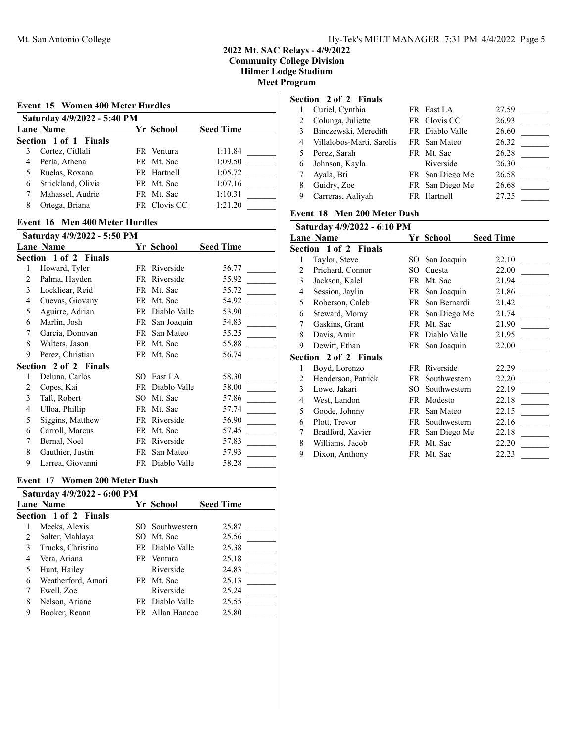## 2022 Mt. SAC Relays - 4/9/2022
## Community College Division
## Hilmer Lodge Stadium
## Meet Program

### Event 15 Women 400 Meter Hurdles

Saturday 4/9/2022 - 5:40 PM

| Lane | Name | Yr | School | Seed Time | |
|---|---|---|---|---|---|
| **Section 1 of 1 Finals** | | | | | |
| 3 | Cortez, Citllali | FR | Ventura | 1:11.84 | _______ |
| 4 | Perla, Athena | FR | Mt. Sac | 1:09.50 | _______ |
| 5 | Ruelas, Roxana | FR | Hartnell | 1:05.72 | _______ |
| 6 | Strickland, Olivia | FR | Mt. Sac | 1:07.16 | _______ |
| 7 | Mahassel, Audrie | FR | Mt. Sac | 1:10.31 | _______ |
| 8 | Ortega, Briana | FR | Clovis CC | 1:21.20 | _______ |

### Event 16 Men 400 Meter Hurdles

Saturday 4/9/2022 - 5:50 PM

| Lane | Name | Yr | School | Seed Time | |
|---|---|---|---|---|---|
| **Section 1 of 2 Finals** | | | | | |
| 1 | Howard, Tyler | FR | Riverside | 56.77 | _______ |
| 2 | Palma, Hayden | FR | Riverside | 55.92 | _______ |
| 3 | Lockliear, Reid | FR | Mt. Sac | 55.72 | _______ |
| 4 | Cuevas, Giovany | FR | Mt. Sac | 54.92 | _______ |
| 5 | Aguirre, Adrian | FR | Diablo Valle | 53.90 | _______ |
| 6 | Marlin, Josh | FR | San Joaquin | 54.83 | _______ |
| 7 | Garcia, Donovan | FR | San Mateo | 55.25 | _______ |
| 8 | Walters, Jason | FR | Mt. Sac | 55.88 | _______ |
| 9 | Perez, Christian | FR | Mt. Sac | 56.74 | _______ |
| **Section 2 of 2 Finals** | | | | | |
| 1 | Deluna, Carlos | SO | East LA | 58.30 | _______ |
| 2 | Copes, Kai | FR | Diablo Valle | 58.00 | _______ |
| 3 | Taft, Robert | SO | Mt. Sac | 57.86 | _______ |
| 4 | Ulloa, Phillip | FR | Mt. Sac | 57.74 | _______ |
| 5 | Siggins, Matthew | FR | Riverside | 56.90 | _______ |
| 6 | Carroll, Marcus | FR | Mt. Sac | 57.45 | _______ |
| 7 | Bernal, Noel | FR | Riverside | 57.83 | _______ |
| 8 | Gauthier, Justin | FR | San Mateo | 57.93 | _______ |
| 9 | Larrea, Giovanni | FR | Diablo Valle | 58.28 | _______ |

### Event 17 Women 200 Meter Dash

Saturday 4/9/2022 - 6:00 PM

| Lane | Name | Yr | School | Seed Time | |
|---|---|---|---|---|---|
| **Section 1 of 2 Finals** | | | | | |
| 1 | Meeks, Alexis | SO | Southwestern | 25.87 | _______ |
| 2 | Salter, Mahlaya | SO | Mt. Sac | 25.56 | _______ |
| 3 | Trucks, Christina | FR | Diablo Valle | 25.38 | _______ |
| 4 | Vera, Ariana | FR | Ventura | 25.18 | _______ |
| 5 | Hunt, Hailey | | Riverside | 24.83 | _______ |
| 6 | Weatherford, Amari | FR | Mt. Sac | 25.13 | _______ |
| 7 | Ewell, Zoe | | Riverside | 25.24 | _______ |
| 8 | Nelson, Ariane | FR | Diablo Valle | 25.55 | _______ |
| 9 | Booker, Reann | FR | Allan Hancoc | 25.80 | _______ |
| **Section 2 of 2 Finals** | | | | | |
| 1 | Curiel, Cynthia | FR | East LA | 27.59 | _______ |
| 2 | Colunga, Juliette | FR | Clovis CC | 26.93 | _______ |
| 3 | Binczewski, Meredith | FR | Diablo Valle | 26.60 | _______ |
| 4 | Villalobos-Marti, Sarelis | FR | San Mateo | 26.32 | _______ |
| 5 | Perez, Sarah | FR | Mt. Sac | 26.28 | _______ |
| 6 | Johnson, Kayla | | Riverside | 26.30 | _______ |
| 7 | Ayala, Bri | FR | San Diego Me | 26.58 | _______ |
| 8 | Guidry, Zoe | FR | San Diego Me | 26.68 | _______ |
| 9 | Carreras, Aaliyah | FR | Hartnell | 27.25 | _______ |

### Event 18 Men 200 Meter Dash

Saturday 4/9/2022 - 6:10 PM

| Lane | Name | Yr | School | Seed Time | |
|---|---|---|---|---|---|
| **Section 1 of 2 Finals** | | | | | |
| 1 | Taylor, Steve | SO | San Joaquin | 22.10 | _______ |
| 2 | Prichard, Connor | SO | Cuesta | 22.00 | _______ |
| 3 | Jackson, Kalel | FR | Mt. Sac | 21.94 | _______ |
| 4 | Session, Jaylin | FR | San Joaquin | 21.86 | _______ |
| 5 | Roberson, Caleb | FR | San Bernardi | 21.42 | _______ |
| 6 | Steward, Moray | FR | San Diego Me | 21.74 | _______ |
| 7 | Gaskins, Grant | FR | Mt. Sac | 21.90 | _______ |
| 8 | Davis, Amir | FR | Diablo Valle | 21.95 | _______ |
| 9 | Dewitt, Ethan | FR | San Joaquin | 22.00 | _______ |
| **Section 2 of 2 Finals** | | | | | |
| 1 | Boyd, Lorenzo | FR | Riverside | 22.29 | _______ |
| 2 | Henderson, Patrick | FR | Southwestern | 22.20 | _______ |
| 3 | Lowe, Jakari | SO | Southwestern | 22.19 | _______ |
| 4 | West, Landon | FR | Modesto | 22.18 | _______ |
| 5 | Goode, Johnny | FR | San Mateo | 22.15 | _______ |
| 6 | Plott, Trevor | FR | Southwestern | 22.16 | _______ |
| 7 | Bradford, Xavier | FR | San Diego Me | 22.18 | _______ |
| 8 | Williams, Jacob | FR | Mt. Sac | 22.20 | _______ |
| 9 | Dixon, Anthony | FR | Mt. Sac | 22.23 | _______ |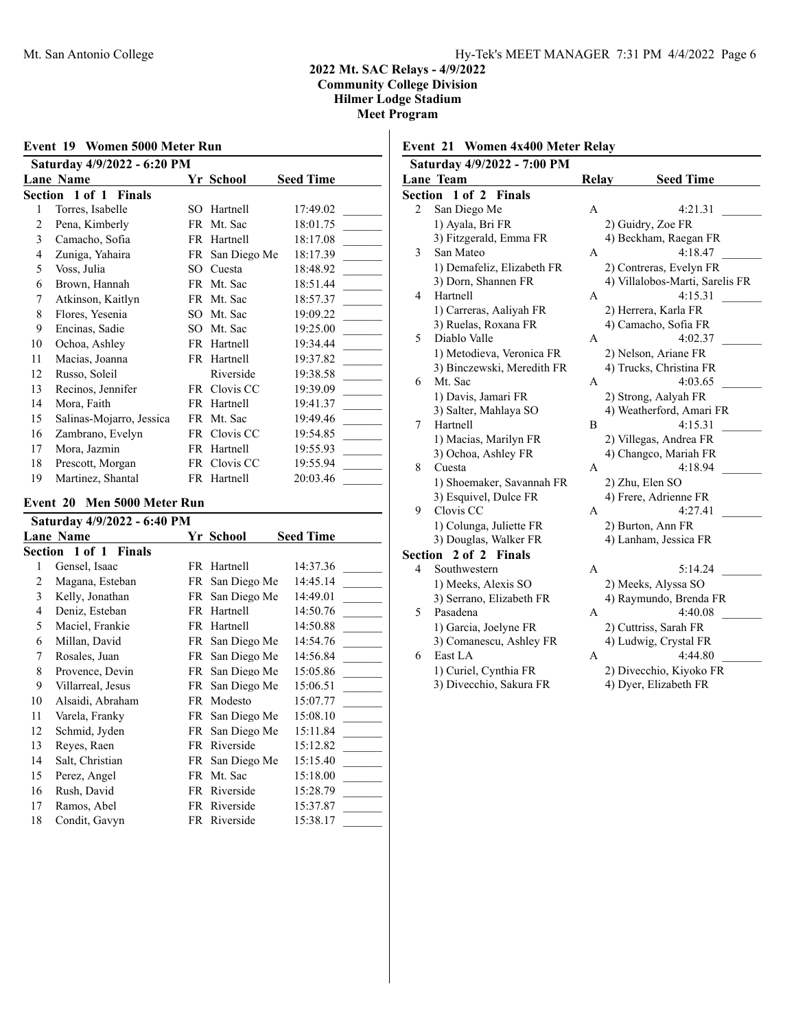## 2022 Mt. SAC Relays - 4/9/2022
## Community College Division
## Hilmer Lodge Stadium
## Meet Program

### Event 19 Women 5000 Meter Run

**Saturday 4/9/2022 - 6:20 PM**

| Lane | Name | Yr | School | Seed Time |
|---|---|---|---|---|
| **Section 1 of 1 Finals** | | | | |
| 1 | Torres, Isabelle | SO | Hartnell | 17:49.02 |
| 2 | Pena, Kimberly | FR | Mt. Sac | 18:01.75 |
| 3 | Camacho, Sofia | FR | Hartnell | 18:17.08 |
| 4 | Zuniga, Yahaira | FR | San Diego Me | 18:17.39 |
| 5 | Voss, Julia | SO | Cuesta | 18:48.92 |
| 6 | Brown, Hannah | FR | Mt. Sac | 18:51.44 |
| 7 | Atkinson, Kaitlyn | FR | Mt. Sac | 18:57.37 |
| 8 | Flores, Yesenia | SO | Mt. Sac | 19:09.22 |
| 9 | Encinas, Sadie | SO | Mt. Sac | 19:25.00 |
| 10 | Ochoa, Ashley | FR | Hartnell | 19:34.44 |
| 11 | Macias, Joanna | FR | Hartnell | 19:37.82 |
| 12 | Russo, Soleil | | Riverside | 19:38.58 |
| 13 | Recinos, Jennifer | FR | Clovis CC | 19:39.09 |
| 14 | Mora, Faith | FR | Hartnell | 19:41.37 |
| 15 | Salinas-Mojarro, Jessica | FR | Mt. Sac | 19:49.46 |
| 16 | Zambrano, Evelyn | FR | Clovis CC | 19:54.85 |
| 17 | Mora, Jazmin | FR | Hartnell | 19:55.93 |
| 18 | Prescott, Morgan | FR | Clovis CC | 19:55.94 |
| 19 | Martinez, Shantal | FR | Hartnell | 20:03.46 |

### Event 20 Men 5000 Meter Run

**Saturday 4/9/2022 - 6:40 PM**

| Lane | Name | Yr | School | Seed Time |
|---|---|---|---|---|
| **Section 1 of 1 Finals** | | | | |
| 1 | Gensel, Isaac | FR | Hartnell | 14:37.36 |
| 2 | Magana, Esteban | FR | San Diego Me | 14:45.14 |
| 3 | Kelly, Jonathan | FR | San Diego Me | 14:49.01 |
| 4 | Deniz, Esteban | FR | Hartnell | 14:50.76 |
| 5 | Maciel, Frankie | FR | Hartnell | 14:50.88 |
| 6 | Millan, David | FR | San Diego Me | 14:54.76 |
| 7 | Rosales, Juan | FR | San Diego Me | 14:56.84 |
| 8 | Provence, Devin | FR | San Diego Me | 15:05.86 |
| 9 | Villarreal, Jesus | FR | San Diego Me | 15:06.51 |
| 10 | Alsaidi, Abraham | FR | Modesto | 15:07.77 |
| 11 | Varela, Franky | FR | San Diego Me | 15:08.10 |
| 12 | Schmid, Jyden | FR | San Diego Me | 15:11.84 |
| 13 | Reyes, Raen | FR | Riverside | 15:12.82 |
| 14 | Salt, Christian | FR | San Diego Me | 15:15.40 |
| 15 | Perez, Angel | FR | Mt. Sac | 15:18.00 |
| 16 | Rush, David | FR | Riverside | 15:28.79 |
| 17 | Ramos, Abel | FR | Riverside | 15:37.87 |
| 18 | Condit, Gavyn | FR | Riverside | 15:38.17 |

### Event 21 Women 4x400 Meter Relay

**Saturday 4/9/2022 - 7:00 PM**

| Lane | Team | Relay | Seed Time |
|---|---|---|---|
| **Section 1 of 2 Finals** | | | |
| 2 | San Diego Me | A | 4:21.31 |
| | 1) Ayala, Bri FR; 2) Guidry, Zoe FR; 3) Fitzgerald, Emma FR; 4) Beckham, Raegan FR | | |
| 3 | San Mateo | A | 4:18.47 |
| | 1) Demafeliz, Elizabeth FR; 2) Contreras, Evelyn FR; 3) Dorn, Shannen FR; 4) Villalobos-Marti, Sarelis FR | | |
| 4 | Hartnell | A | 4:15.31 |
| | 1) Carreras, Aaliyah FR; 2) Herrera, Karla FR; 3) Ruelas, Roxana FR; 4) Camacho, Sofia FR | | |
| 5 | Diablo Valle | A | 4:02.37 |
| | 1) Metodieva, Veronica FR; 2) Nelson, Ariane FR; 3) Binczewski, Meredith FR; 4) Trucks, Christina FR | | |
| 6 | Mt. Sac | A | 4:03.65 |
| | 1) Davis, Jamari FR; 2) Strong, Aalyah FR; 3) Salter, Mahlaya SO; 4) Weatherford, Amari FR | | |
| 7 | Hartnell | B | 4:15.31 |
| | 1) Macias, Marilyn FR; 2) Villegas, Andrea FR; 3) Ochoa, Ashley FR; 4) Changco, Mariah FR | | |
| 8 | Cuesta | A | 4:18.94 |
| | 1) Shoemaker, Savannah FR; 2) Zhu, Elen SO; 3) Esquivel, Dulce FR; 4) Frere, Adrienne FR | | |
| 9 | Clovis CC | A | 4:27.41 |
| | 1) Colunga, Juliette FR; 2) Burton, Ann FR; 3) Douglas, Walker FR; 4) Lanham, Jessica FR | | |
| **Section 2 of 2 Finals** | | | |
| 4 | Southwestern | A | 5:14.24 |
| | 1) Meeks, Alexis SO; 2) Meeks, Alyssa SO; 3) Serrano, Elizabeth FR; 4) Raymundo, Brenda FR | | |
| 5 | Pasadena | A | 4:40.08 |
| | 1) Garcia, Joelyne FR; 2) Cuttriss, Sarah FR; 3) Comanescu, Ashley FR; 4) Ludwig, Crystal FR | | |
| 6 | East LA | A | 4:44.80 |
| | 1) Curiel, Cynthia FR; 2) Divecchio, Kiyoko FR; 3) Divecchio, Sakura FR; 4) Dyer, Elizabeth FR | | |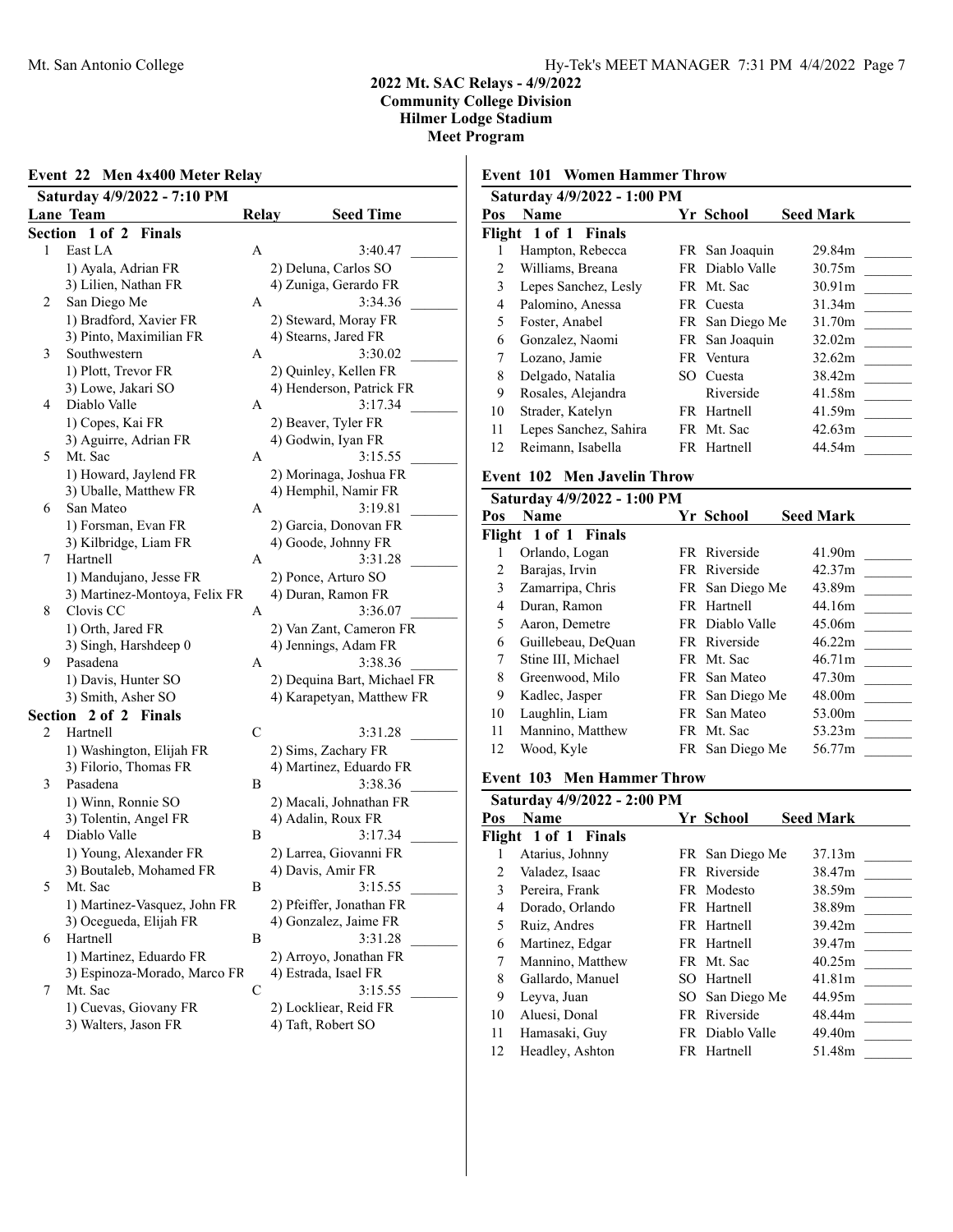## 2022 Mt. SAC Relays - 4/9/2022
### Community College Division
### Hilmer Lodge Stadium
### Meet Program

### Event 22 Men 4x400 Meter Relay

**Saturday 4/9/2022 - 7:10 PM**

| Lane | Team | Relay | Seed Time |
|---|---|---|---|
| **Section 1 of 2 Finals** | | | |
| 1 | East LA | A | 3:40.47 |
| | 1) Ayala, Adrian FR | 2) Deluna, Carlos SO | |
| | 3) Lilien, Nathan FR | 4) Zuniga, Gerardo FR | |
| 2 | San Diego Me | A | 3:34.36 |
| | 1) Bradford, Xavier FR | 2) Steward, Moray FR | |
| | 3) Pinto, Maximilian FR | 4) Stearns, Jared FR | |
| 3 | Southwestern | A | 3:30.02 |
| | 1) Plott, Trevor FR | 2) Quinley, Kellen FR | |
| | 3) Lowe, Jakari SO | 4) Henderson, Patrick FR | |
| 4 | Diablo Valle | A | 3:17.34 |
| | 1) Copes, Kai FR | 2) Beaver, Tyler FR | |
| | 3) Aguirre, Adrian FR | 4) Godwin, Iyan FR | |
| 5 | Mt. Sac | A | 3:15.55 |
| | 1) Howard, Jaylend FR | 2) Morinaga, Joshua FR | |
| | 3) Uballe, Matthew FR | 4) Hemphil, Namir FR | |
| 6 | San Mateo | A | 3:19.81 |
| | 1) Forsman, Evan FR | 2) Garcia, Donovan FR | |
| | 3) Kilbridge, Liam FR | 4) Goode, Johnny FR | |
| 7 | Hartnell | A | 3:31.28 |
| | 1) Mandujano, Jesse FR | 2) Ponce, Arturo SO | |
| | 3) Martinez-Montoya, Felix FR | 4) Duran, Ramon FR | |
| 8 | Clovis CC | A | 3:36.07 |
| | 1) Orth, Jared FR | 2) Van Zant, Cameron FR | |
| | 3) Singh, Harshdeep 0 | 4) Jennings, Adam FR | |
| 9 | Pasadena | A | 3:38.36 |
| | 1) Davis, Hunter SO | 2) Dequina Bart, Michael FR | |
| | 3) Smith, Asher SO | 4) Karapetyan, Matthew FR | |
| **Section 2 of 2 Finals** | | | |
| 2 | Hartnell | C | 3:31.28 |
| | 1) Washington, Elijah FR | 2) Sims, Zachary FR | |
| | 3) Filorio, Thomas FR | 4) Martinez, Eduardo FR | |
| 3 | Pasadena | B | 3:38.36 |
| | 1) Winn, Ronnie SO | 2) Macali, Johnathan FR | |
| | 3) Tolentin, Angel FR | 4) Adalin, Roux FR | |
| 4 | Diablo Valle | B | 3:17.34 |
| | 1) Young, Alexander FR | 2) Larrea, Giovanni FR | |
| | 3) Boutaleb, Mohamed FR | 4) Davis, Amir FR | |
| 5 | Mt. Sac | B | 3:15.55 |
| | 1) Martinez-Vasquez, John FR | 2) Pfeiffer, Jonathan FR | |
| | 3) Ocegueda, Elijah FR | 4) Gonzalez, Jaime FR | |
| 6 | Hartnell | B | 3:31.28 |
| | 1) Martinez, Eduardo FR | 2) Arroyo, Jonathan FR | |
| | 3) Espinoza-Morado, Marco FR | 4) Estrada, Isael FR | |
| 7 | Mt. Sac | C | 3:15.55 |
| | 1) Cuevas, Giovany FR | 2) Lockliear, Reid FR | |
| | 3) Walters, Jason FR | 4) Taft, Robert SO | |

### Event 101 Women Hammer Throw

**Saturday 4/9/2022 - 1:00 PM**

| Pos | Name | Yr | School | Seed Mark |
|---|---|---|---|---|
| **Flight 1 of 1 Finals** | | | | |
| 1 | Hampton, Rebecca | FR | San Joaquin | 29.84m |
| 2 | Williams, Breana | FR | Diablo Valle | 30.75m |
| 3 | Lepes Sanchez, Lesly | FR | Mt. Sac | 30.91m |
| 4 | Palomino, Anessa | FR | Cuesta | 31.34m |
| 5 | Foster, Anabel | FR | San Diego Me | 31.70m |
| 6 | Gonzalez, Naomi | FR | San Joaquin | 32.02m |
| 7 | Lozano, Jamie | FR | Ventura | 32.62m |
| 8 | Delgado, Natalia | SO | Cuesta | 38.42m |
| 9 | Rosales, Alejandra | | Riverside | 41.58m |
| 10 | Strader, Katelyn | FR | Hartnell | 41.59m |
| 11 | Lepes Sanchez, Sahira | FR | Mt. Sac | 42.63m |
| 12 | Reimann, Isabella | FR | Hartnell | 44.54m |

### Event 102 Men Javelin Throw

**Saturday 4/9/2022 - 1:00 PM**

| Pos | Name | Yr | School | Seed Mark |
|---|---|---|---|---|
| **Flight 1 of 1 Finals** | | | | |
| 1 | Orlando, Logan | FR | Riverside | 41.90m |
| 2 | Barajas, Irvin | FR | Riverside | 42.37m |
| 3 | Zamarripa, Chris | FR | San Diego Me | 43.89m |
| 4 | Duran, Ramon | FR | Hartnell | 44.16m |
| 5 | Aaron, Demetre | FR | Diablo Valle | 45.06m |
| 6 | Guillebeau, DeQuan | FR | Riverside | 46.22m |
| 7 | Stine III, Michael | FR | Mt. Sac | 46.71m |
| 8 | Greenwood, Milo | FR | San Mateo | 47.30m |
| 9 | Kadlec, Jasper | FR | San Diego Me | 48.00m |
| 10 | Laughlin, Liam | FR | San Mateo | 53.00m |
| 11 | Mannino, Matthew | FR | Mt. Sac | 53.23m |
| 12 | Wood, Kyle | FR | San Diego Me | 56.77m |

### Event 103 Men Hammer Throw

**Saturday 4/9/2022 - 2:00 PM**

| Pos | Name | Yr | School | Seed Mark |
|---|---|---|---|---|
| **Flight 1 of 1 Finals** | | | | |
| 1 | Atarius, Johnny | FR | San Diego Me | 37.13m |
| 2 | Valadez, Isaac | FR | Riverside | 38.47m |
| 3 | Pereira, Frank | FR | Modesto | 38.59m |
| 4 | Dorado, Orlando | FR | Hartnell | 38.89m |
| 5 | Ruiz, Andres | FR | Hartnell | 39.42m |
| 6 | Martinez, Edgar | FR | Hartnell | 39.47m |
| 7 | Mannino, Matthew | FR | Mt. Sac | 40.25m |
| 8 | Gallardo, Manuel | SO | Hartnell | 41.81m |
| 9 | Leyva, Juan | SO | San Diego Me | 44.95m |
| 10 | Aluesi, Donal | FR | Riverside | 48.44m |
| 11 | Hamasaki, Guy | FR | Diablo Valle | 49.40m |
| 12 | Headley, Ashton | FR | Hartnell | 51.48m |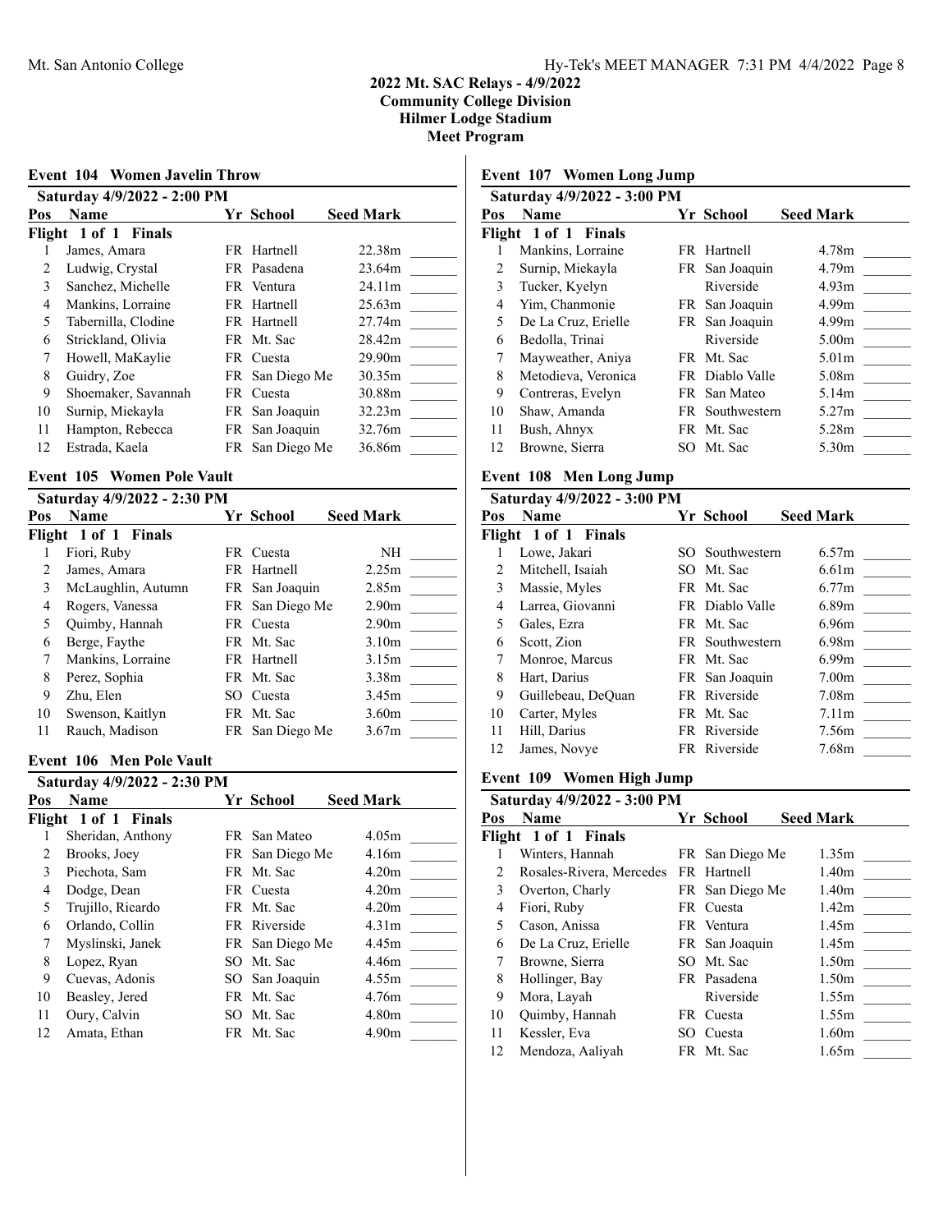## 2022 Mt. SAC Relays - 4/9/2022
## Community College Division
## Hilmer Lodge Stadium
## Meet Program

### Event 104 Women Javelin Throw

**Saturday 4/9/2022 - 2:00 PM**

| Pos | Name | Yr | School | Seed Mark | |
|---|---|---|---|---|---|
| **Flight 1 of 1 Finals** | | | | | |
| 1 | James, Amara | FR | Hartnell | 22.38m | _______ |
| 2 | Ludwig, Crystal | FR | Pasadena | 23.64m | _______ |
| 3 | Sanchez, Michelle | FR | Ventura | 24.11m | _______ |
| 4 | Mankins, Lorraine | FR | Hartnell | 25.63m | _______ |
| 5 | Tabernilla, Clodine | FR | Hartnell | 27.74m | _______ |
| 6 | Strickland, Olivia | FR | Mt. Sac | 28.42m | _______ |
| 7 | Howell, MaKaylie | FR | Cuesta | 29.90m | _______ |
| 8 | Guidry, Zoe | FR | San Diego Me | 30.35m | _______ |
| 9 | Shoemaker, Savannah | FR | Cuesta | 30.88m | _______ |
| 10 | Surnip, Miekayla | FR | San Joaquin | 32.23m | _______ |
| 11 | Hampton, Rebecca | FR | San Joaquin | 32.76m | _______ |
| 12 | Estrada, Kaela | FR | San Diego Me | 36.86m | _______ |

### Event 105 Women Pole Vault

**Saturday 4/9/2022 - 2:30 PM**

| Pos | Name | Yr | School | Seed Mark | |
|---|---|---|---|---|---|
| **Flight 1 of 1 Finals** | | | | | |
| 1 | Fiori, Ruby | FR | Cuesta | NH | _______ |
| 2 | James, Amara | FR | Hartnell | 2.25m | _______ |
| 3 | McLaughlin, Autumn | FR | San Joaquin | 2.85m | _______ |
| 4 | Rogers, Vanessa | FR | San Diego Me | 2.90m | _______ |
| 5 | Quimby, Hannah | FR | Cuesta | 2.90m | _______ |
| 6 | Berge, Faythe | FR | Mt. Sac | 3.10m | _______ |
| 7 | Mankins, Lorraine | FR | Hartnell | 3.15m | _______ |
| 8 | Perez, Sophia | FR | Mt. Sac | 3.38m | _______ |
| 9 | Zhu, Elen | SO | Cuesta | 3.45m | _______ |
| 10 | Swenson, Kaitlyn | FR | Mt. Sac | 3.60m | _______ |
| 11 | Rauch, Madison | FR | San Diego Me | 3.67m | _______ |

### Event 106 Men Pole Vault

**Saturday 4/9/2022 - 2:30 PM**

| Pos | Name | Yr | School | Seed Mark | |
|---|---|---|---|---|---|
| **Flight 1 of 1 Finals** | | | | | |
| 1 | Sheridan, Anthony | FR | San Mateo | 4.05m | _______ |
| 2 | Brooks, Joey | FR | San Diego Me | 4.16m | _______ |
| 3 | Piechota, Sam | FR | Mt. Sac | 4.20m | _______ |
| 4 | Dodge, Dean | FR | Cuesta | 4.20m | _______ |
| 5 | Trujillo, Ricardo | FR | Mt. Sac | 4.20m | _______ |
| 6 | Orlando, Collin | FR | Riverside | 4.31m | _______ |
| 7 | Myslinski, Janek | FR | San Diego Me | 4.45m | _______ |
| 8 | Lopez, Ryan | SO | Mt. Sac | 4.46m | _______ |
| 9 | Cuevas, Adonis | SO | San Joaquin | 4.55m | _______ |
| 10 | Beasley, Jered | FR | Mt. Sac | 4.76m | _______ |
| 11 | Oury, Calvin | SO | Mt. Sac | 4.80m | _______ |
| 12 | Amata, Ethan | FR | Mt. Sac | 4.90m | _______ |

### Event 107 Women Long Jump

**Saturday 4/9/2022 - 3:00 PM**

| Pos | Name | Yr | School | Seed Mark | |
|---|---|---|---|---|---|
| **Flight 1 of 1 Finals** | | | | | |
| 1 | Mankins, Lorraine | FR | Hartnell | 4.78m | _______ |
| 2 | Surnip, Miekayla | FR | San Joaquin | 4.79m | _______ |
| 3 | Tucker, Kyelyn | | Riverside | 4.93m | _______ |
| 4 | Yim, Chanmonie | FR | San Joaquin | 4.99m | _______ |
| 5 | De La Cruz, Erielle | FR | San Joaquin | 4.99m | _______ |
| 6 | Bedolla, Trinai | | Riverside | 5.00m | _______ |
| 7 | Mayweather, Aniya | FR | Mt. Sac | 5.01m | _______ |
| 8 | Metodieva, Veronica | FR | Diablo Valle | 5.08m | _______ |
| 9 | Contreras, Evelyn | FR | San Mateo | 5.14m | _______ |
| 10 | Shaw, Amanda | FR | Southwestern | 5.27m | _______ |
| 11 | Bush, Ahnyx | FR | Mt. Sac | 5.28m | _______ |
| 12 | Browne, Sierra | SO | Mt. Sac | 5.30m | _______ |

### Event 108 Men Long Jump

**Saturday 4/9/2022 - 3:00 PM**

| Pos | Name | Yr | School | Seed Mark | |
|---|---|---|---|---|---|
| **Flight 1 of 1 Finals** | | | | | |
| 1 | Lowe, Jakari | SO | Southwestern | 6.57m | _______ |
| 2 | Mitchell, Isaiah | SO | Mt. Sac | 6.61m | _______ |
| 3 | Massie, Myles | FR | Mt. Sac | 6.77m | _______ |
| 4 | Larrea, Giovanni | FR | Diablo Valle | 6.89m | _______ |
| 5 | Gales, Ezra | FR | Mt. Sac | 6.96m | _______ |
| 6 | Scott, Zion | FR | Southwestern | 6.98m | _______ |
| 7 | Monroe, Marcus | FR | Mt. Sac | 6.99m | _______ |
| 8 | Hart, Darius | FR | San Joaquin | 7.00m | _______ |
| 9 | Guillebeau, DeQuan | FR | Riverside | 7.08m | _______ |
| 10 | Carter, Myles | FR | Mt. Sac | 7.11m | _______ |
| 11 | Hill, Darius | FR | Riverside | 7.56m | _______ |
| 12 | James, Novye | FR | Riverside | 7.68m | _______ |

### Event 109 Women High Jump

**Saturday 4/9/2022 - 3:00 PM**

| Pos | Name | Yr | School | Seed Mark | |
|---|---|---|---|---|---|
| **Flight 1 of 1 Finals** | | | | | |
| 1 | Winters, Hannah | FR | San Diego Me | 1.35m | _______ |
| 2 | Rosales-Rivera, Mercedes | FR | Hartnell | 1.40m | _______ |
| 3 | Overton, Charly | FR | San Diego Me | 1.40m | _______ |
| 4 | Fiori, Ruby | FR | Cuesta | 1.42m | _______ |
| 5 | Cason, Anissa | FR | Ventura | 1.45m | _______ |
| 6 | De La Cruz, Erielle | FR | San Joaquin | 1.45m | _______ |
| 7 | Browne, Sierra | SO | Mt. Sac | 1.50m | _______ |
| 8 | Hollinger, Bay | FR | Pasadena | 1.50m | _______ |
| 9 | Mora, Layah | | Riverside | 1.55m | _______ |
| 10 | Quimby, Hannah | FR | Cuesta | 1.55m | _______ |
| 11 | Kessler, Eva | SO | Cuesta | 1.60m | _______ |
| 12 | Mendoza, Aaliyah | FR | Mt. Sac | 1.65m | _______ |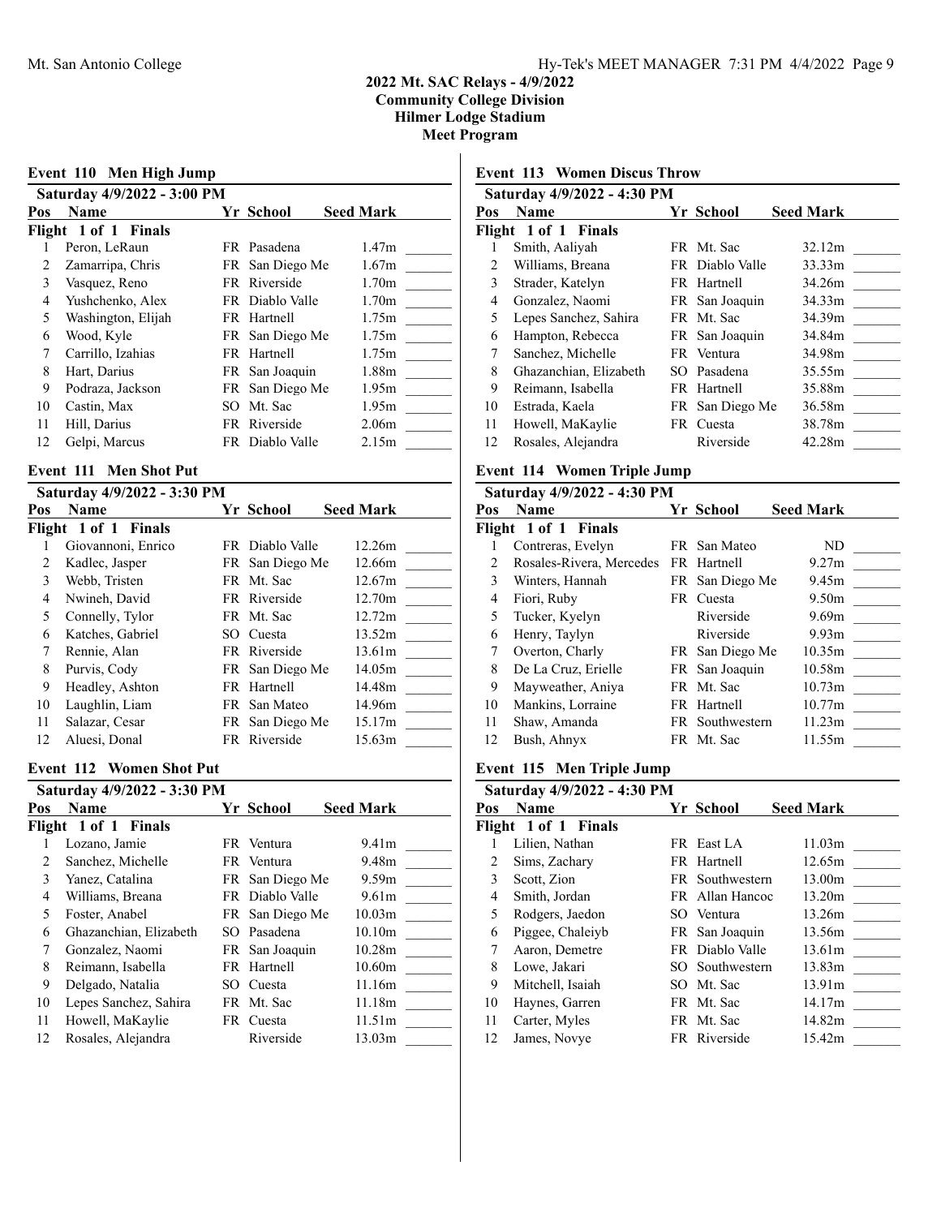## 2022 Mt. SAC Relays - 4/9/2022
## Community College Division
## Hilmer Lodge Stadium
## Meet Program

### Event 110 Men High Jump

**Saturday 4/9/2022 - 3:00 PM**

| Pos | Name | Yr | School | Seed Mark | |
|---|---|---|---|---|---|
| **Flight 1 of 1 Finals** | | | | | |
| 1 | Peron, LeRaun | FR | Pasadena | 1.47m | _______ |
| 2 | Zamarripa, Chris | FR | San Diego Me | 1.67m | _______ |
| 3 | Vasquez, Reno | FR | Riverside | 1.70m | _______ |
| 4 | Yushchenko, Alex | FR | Diablo Valle | 1.70m | _______ |
| 5 | Washington, Elijah | FR | Hartnell | 1.75m | _______ |
| 6 | Wood, Kyle | FR | San Diego Me | 1.75m | _______ |
| 7 | Carrillo, Izahias | FR | Hartnell | 1.75m | _______ |
| 8 | Hart, Darius | FR | San Joaquin | 1.88m | _______ |
| 9 | Podraza, Jackson | FR | San Diego Me | 1.95m | _______ |
| 10 | Castin, Max | SO | Mt. Sac | 1.95m | _______ |
| 11 | Hill, Darius | FR | Riverside | 2.06m | _______ |
| 12 | Gelpi, Marcus | FR | Diablo Valle | 2.15m | _______ |

### Event 111 Men Shot Put

**Saturday 4/9/2022 - 3:30 PM**

| Pos | Name | Yr | School | Seed Mark | |
|---|---|---|---|---|---|
| **Flight 1 of 1 Finals** | | | | | |
| 1 | Giovannoni, Enrico | FR | Diablo Valle | 12.26m | _______ |
| 2 | Kadlec, Jasper | FR | San Diego Me | 12.66m | _______ |
| 3 | Webb, Tristen | FR | Mt. Sac | 12.67m | _______ |
| 4 | Nwineh, David | FR | Riverside | 12.70m | _______ |
| 5 | Connelly, Tylor | FR | Mt. Sac | 12.72m | _______ |
| 6 | Katches, Gabriel | SO | Cuesta | 13.52m | _______ |
| 7 | Rennie, Alan | FR | Riverside | 13.61m | _______ |
| 8 | Purvis, Cody | FR | San Diego Me | 14.05m | _______ |
| 9 | Headley, Ashton | FR | Hartnell | 14.48m | _______ |
| 10 | Laughlin, Liam | FR | San Mateo | 14.96m | _______ |
| 11 | Salazar, Cesar | FR | San Diego Me | 15.17m | _______ |
| 12 | Aluesi, Donal | FR | Riverside | 15.63m | _______ |

### Event 112 Women Shot Put

**Saturday 4/9/2022 - 3:30 PM**

| Pos | Name | Yr | School | Seed Mark | |
|---|---|---|---|---|---|
| **Flight 1 of 1 Finals** | | | | | |
| 1 | Lozano, Jamie | FR | Ventura | 9.41m | _______ |
| 2 | Sanchez, Michelle | FR | Ventura | 9.48m | _______ |
| 3 | Yanez, Catalina | FR | San Diego Me | 9.59m | _______ |
| 4 | Williams, Breana | FR | Diablo Valle | 9.61m | _______ |
| 5 | Foster, Anabel | FR | San Diego Me | 10.03m | _______ |
| 6 | Ghazanchian, Elizabeth | SO | Pasadena | 10.10m | _______ |
| 7 | Gonzalez, Naomi | FR | San Joaquin | 10.28m | _______ |
| 8 | Reimann, Isabella | FR | Hartnell | 10.60m | _______ |
| 9 | Delgado, Natalia | SO | Cuesta | 11.16m | _______ |
| 10 | Lepes Sanchez, Sahira | FR | Mt. Sac | 11.18m | _______ |
| 11 | Howell, MaKaylie | FR | Cuesta | 11.51m | _______ |
| 12 | Rosales, Alejandra | | Riverside | 13.03m | _______ |

### Event 113 Women Discus Throw

**Saturday 4/9/2022 - 4:30 PM**

| Pos | Name | Yr | School | Seed Mark | |
|---|---|---|---|---|---|
| **Flight 1 of 1 Finals** | | | | | |
| 1 | Smith, Aaliyah | FR | Mt. Sac | 32.12m | _______ |
| 2 | Williams, Breana | FR | Diablo Valle | 33.33m | _______ |
| 3 | Strader, Katelyn | FR | Hartnell | 34.26m | _______ |
| 4 | Gonzalez, Naomi | FR | San Joaquin | 34.33m | _______ |
| 5 | Lepes Sanchez, Sahira | FR | Mt. Sac | 34.39m | _______ |
| 6 | Hampton, Rebecca | FR | San Joaquin | 34.84m | _______ |
| 7 | Sanchez, Michelle | FR | Ventura | 34.98m | _______ |
| 8 | Ghazanchian, Elizabeth | SO | Pasadena | 35.55m | _______ |
| 9 | Reimann, Isabella | FR | Hartnell | 35.88m | _______ |
| 10 | Estrada, Kaela | FR | San Diego Me | 36.58m | _______ |
| 11 | Howell, MaKaylie | FR | Cuesta | 38.78m | _______ |
| 12 | Rosales, Alejandra | | Riverside | 42.28m | _______ |

### Event 114 Women Triple Jump

**Saturday 4/9/2022 - 4:30 PM**

| Pos | Name | Yr | School | Seed Mark | |
|---|---|---|---|---|---|
| **Flight 1 of 1 Finals** | | | | | |
| 1 | Contreras, Evelyn | FR | San Mateo | ND | _______ |
| 2 | Rosales-Rivera, Mercedes | FR | Hartnell | 9.27m | _______ |
| 3 | Winters, Hannah | FR | San Diego Me | 9.45m | _______ |
| 4 | Fiori, Ruby | FR | Cuesta | 9.50m | _______ |
| 5 | Tucker, Kyelyn | | Riverside | 9.69m | _______ |
| 6 | Henry, Taylyn | | Riverside | 9.93m | _______ |
| 7 | Overton, Charly | FR | San Diego Me | 10.35m | _______ |
| 8 | De La Cruz, Erielle | FR | San Joaquin | 10.58m | _______ |
| 9 | Mayweather, Aniya | FR | Mt. Sac | 10.73m | _______ |
| 10 | Mankins, Lorraine | FR | Hartnell | 10.77m | _______ |
| 11 | Shaw, Amanda | FR | Southwestern | 11.23m | _______ |
| 12 | Bush, Ahnyx | FR | Mt. Sac | 11.55m | _______ |

### Event 115 Men Triple Jump

**Saturday 4/9/2022 - 4:30 PM**

| Pos | Name | Yr | School | Seed Mark | |
|---|---|---|---|---|---|
| **Flight 1 of 1 Finals** | | | | | |
| 1 | Lilien, Nathan | FR | East LA | 11.03m | _______ |
| 2 | Sims, Zachary | FR | Hartnell | 12.65m | _______ |
| 3 | Scott, Zion | FR | Southwestern | 13.00m | _______ |
| 4 | Smith, Jordan | FR | Allan Hancoc | 13.20m | _______ |
| 5 | Rodgers, Jaedon | SO | Ventura | 13.26m | _______ |
| 6 | Piggee, Chaleiyb | FR | San Joaquin | 13.56m | _______ |
| 7 | Aaron, Demetre | FR | Diablo Valle | 13.61m | _______ |
| 8 | Lowe, Jakari | SO | Southwestern | 13.83m | _______ |
| 9 | Mitchell, Isaiah | SO | Mt. Sac | 13.91m | _______ |
| 10 | Haynes, Garren | FR | Mt. Sac | 14.17m | _______ |
| 11 | Carter, Myles | FR | Mt. Sac | 14.82m | _______ |
| 12 | James, Novye | FR | Riverside | 15.42m | _______ |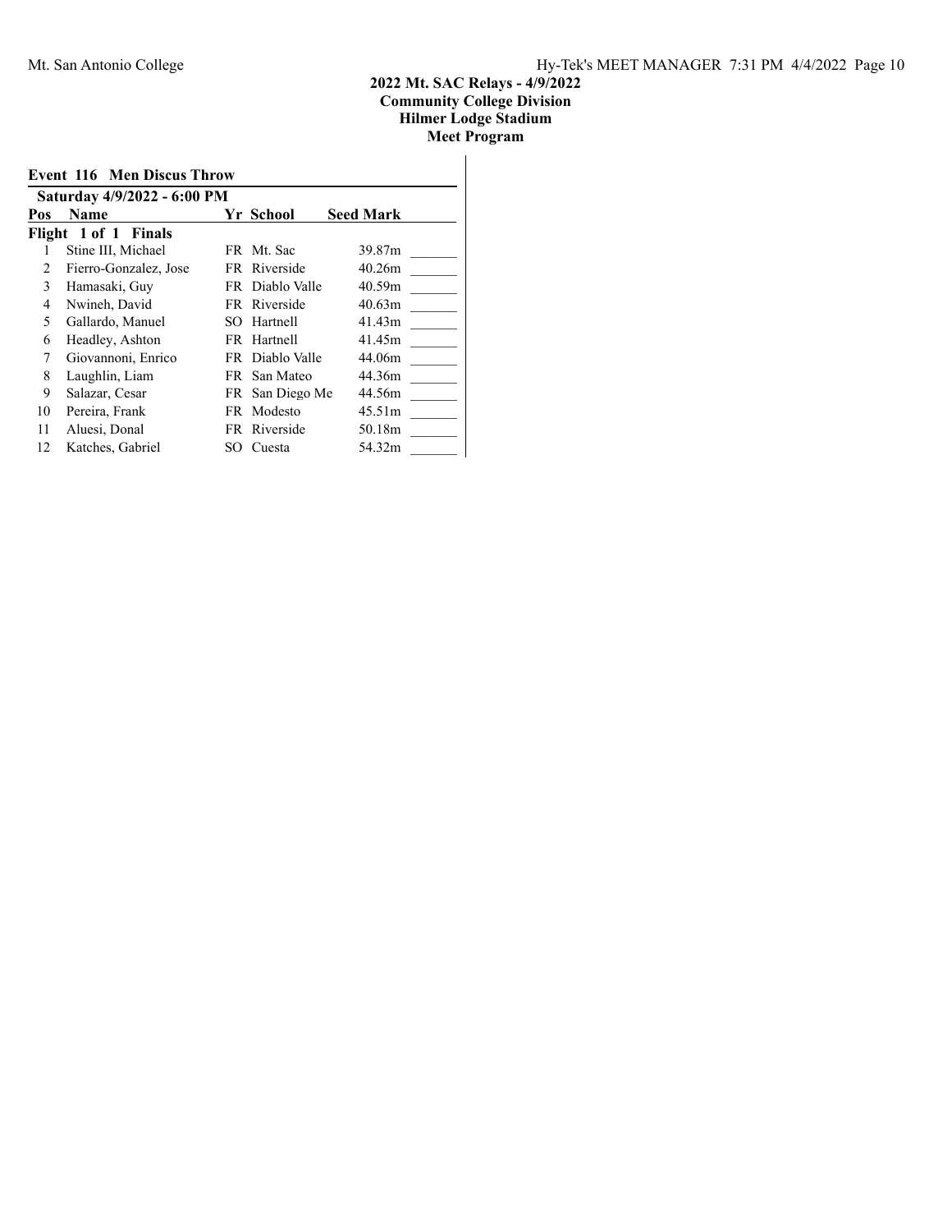## 2022 Mt. SAC Relays - 4/9/2022
## Community College Division
## Hilmer Lodge Stadium
## Meet Program

### Event 116 Men Discus Throw

**Saturday 4/9/2022 - 6:00 PM**

| Pos | Name | Yr | School | Seed Mark | |
|---|---|---|---|---|---|
| **Flight 1 of 1 Finals** | | | | | |
| 1 | Stine III, Michael | FR | Mt. Sac | 39.87m | _______ |
| 2 | Fierro-Gonzalez, Jose | FR | Riverside | 40.26m | _______ |
| 3 | Hamasaki, Guy | FR | Diablo Valle | 40.59m | _______ |
| 4 | Nwineh, David | FR | Riverside | 40.63m | _______ |
| 5 | Gallardo, Manuel | SO | Hartnell | 41.43m | _______ |
| 6 | Headley, Ashton | FR | Hartnell | 41.45m | _______ |
| 7 | Giovannoni, Enrico | FR | Diablo Valle | 44.06m | _______ |
| 8 | Laughlin, Liam | FR | San Mateo | 44.36m | _______ |
| 9 | Salazar, Cesar | FR | San Diego Me | 44.56m | _______ |
| 10 | Pereira, Frank | FR | Modesto | 45.51m | _______ |
| 11 | Aluesi, Donal | FR | Riverside | 50.18m | _______ |
| 12 | Katches, Gabriel | SO | Cuesta | 54.32m | _______ |